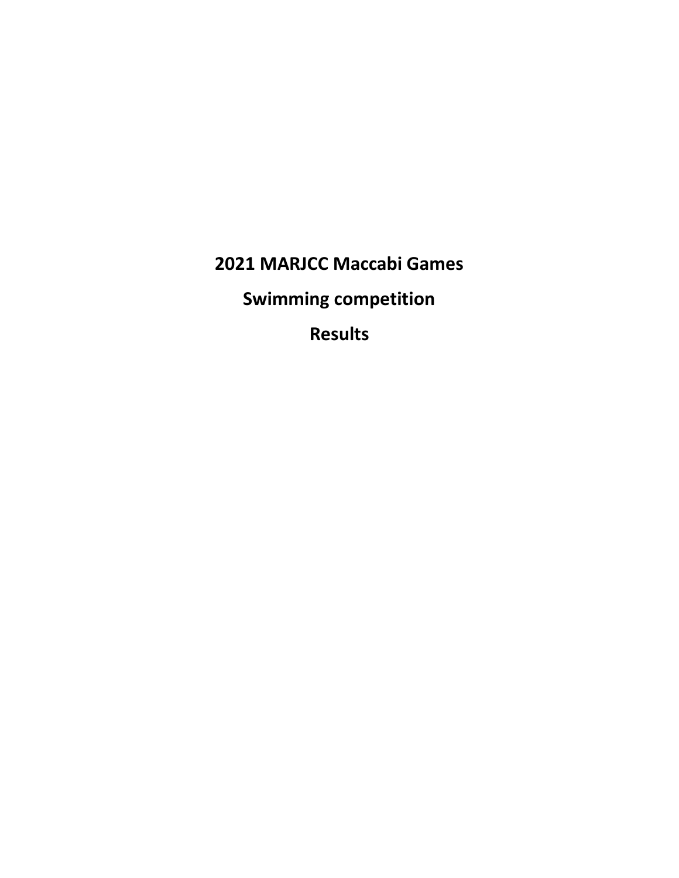# 2021 MARJCC Maccabi Games

# Swimming competition

# Results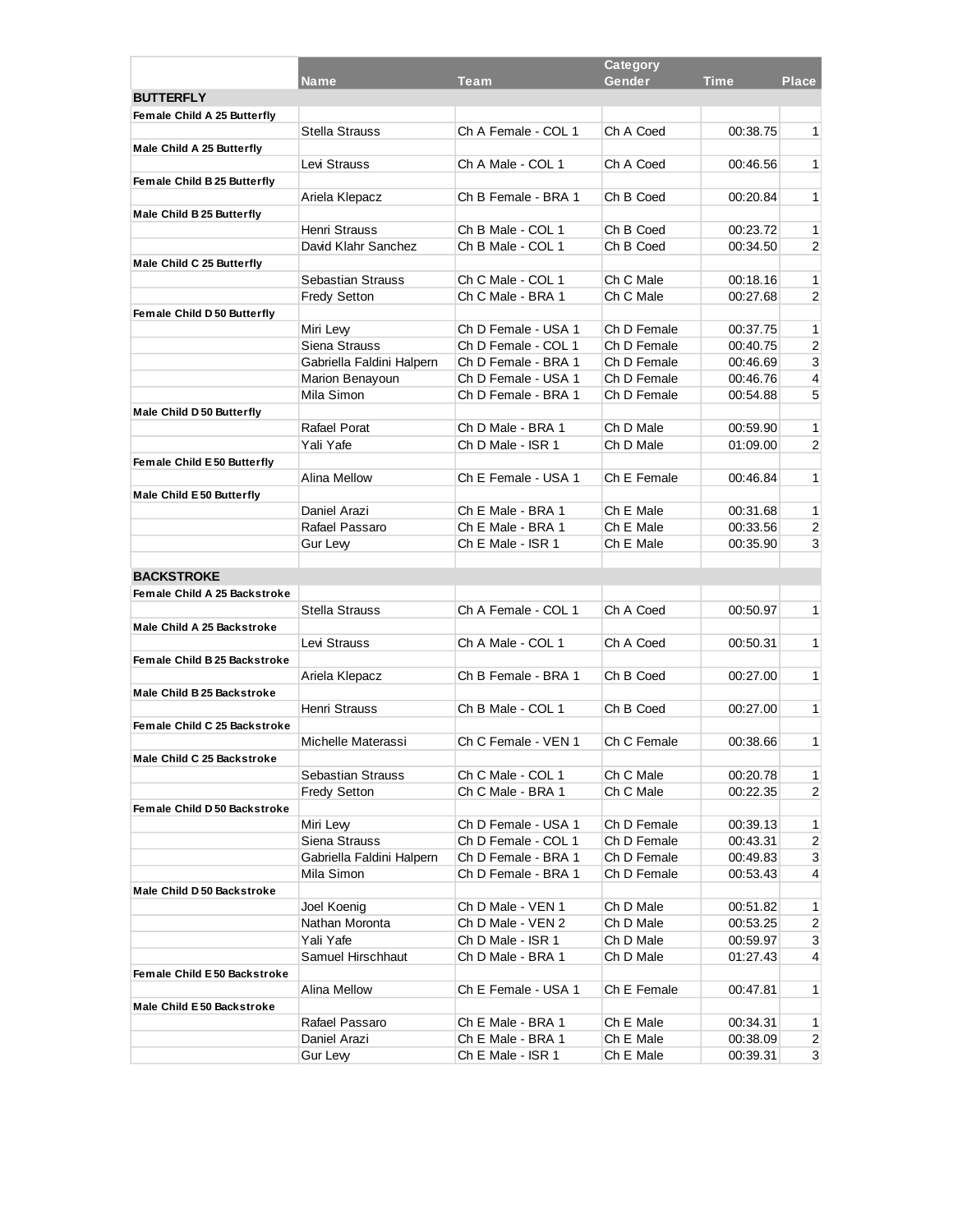| | Name | Team | Category Gender | Time | Place |
|---|---|---|---|---|---|
| **BUTTERFLY** | | | | | |
| **Female Child A 25 Butterfly** | | | | | |
| | Stella Strauss | Ch A Female - COL 1 | Ch A Coed | 00:38.75 | 1 |
| **Male Child A 25 Butterfly** | | | | | |
| | Levi Strauss | Ch A Male - COL 1 | Ch A Coed | 00:46.56 | 1 |
| **Female Child B 25 Butterfly** | | | | | |
| | Ariela Klepacz | Ch B Female - BRA 1 | Ch B Coed | 00:20.84 | 1 |
| **Male Child B 25 Butterfly** | | | | | |
| | Henri Strauss | Ch B Male - COL 1 | Ch B Coed | 00:23.72 | 1 |
| | David Klahr Sanchez | Ch B Male - COL 1 | Ch B Coed | 00:34.50 | 2 |
| **Male Child C 25 Butterfly** | | | | | |
| | Sebastian Strauss | Ch C Male - COL 1 | Ch C Male | 00:18.16 | 1 |
| | Fredy Setton | Ch C Male - BRA 1 | Ch C Male | 00:27.68 | 2 |
| **Female Child D 50 Butterfly** | | | | | |
| | Miri Levy | Ch D Female - USA 1 | Ch D Female | 00:37.75 | 1 |
| | Siena Strauss | Ch D Female - COL 1 | Ch D Female | 00:40.75 | 2 |
| | Gabriella Faldini Halpern | Ch D Female - BRA 1 | Ch D Female | 00:46.69 | 3 |
| | Marion Benayoun | Ch D Female - USA 1 | Ch D Female | 00:46.76 | 4 |
| | Mila Simon | Ch D Female - BRA 1 | Ch D Female | 00:54.88 | 5 |
| **Male Child D 50 Butterfly** | | | | | |
| | Rafael Porat | Ch D Male - BRA 1 | Ch D Male | 00:59.90 | 1 |
| | Yali Yafe | Ch D Male - ISR 1 | Ch D Male | 01:09.00 | 2 |
| **Female Child E 50 Butterfly** | | | | | |
| | Alina Mellow | Ch E Female - USA 1 | Ch E Female | 00:46.84 | 1 |
| **Male Child E 50 Butterfly** | | | | | |
| | Daniel Arazi | Ch E Male - BRA 1 | Ch E Male | 00:31.68 | 1 |
| | Rafael Passaro | Ch E Male - BRA 1 | Ch E Male | 00:33.56 | 2 |
| | Gur Levy | Ch E Male - ISR 1 | Ch E Male | 00:35.90 | 3 |
| | | | | | |
| **BACKSTROKE** | | | | | |
| **Female Child A 25 Backstroke** | | | | | |
| | Stella Strauss | Ch A Female - COL 1 | Ch A Coed | 00:50.97 | 1 |
| **Male Child A 25 Backstroke** | | | | | |
| | Levi Strauss | Ch A Male - COL 1 | Ch A Coed | 00:50.31 | 1 |
| **Female Child B 25 Backstroke** | | | | | |
| | Ariela Klepacz | Ch B Female - BRA 1 | Ch B Coed | 00:27.00 | 1 |
| **Male Child B 25 Backstroke** | | | | | |
| | Henri Strauss | Ch B Male - COL 1 | Ch B Coed | 00:27.00 | 1 |
| **Female Child C 25 Backstroke** | | | | | |
| | Michelle Materassi | Ch C Female - VEN 1 | Ch C Female | 00:38.66 | 1 |
| **Male Child C 25 Backstroke** | | | | | |
| | Sebastian Strauss | Ch C Male - COL 1 | Ch C Male | 00:20.78 | 1 |
| | Fredy Setton | Ch C Male - BRA 1 | Ch C Male | 00:22.35 | 2 |
| **Female Child D 50 Backstroke** | | | | | |
| | Miri Levy | Ch D Female - USA 1 | Ch D Female | 00:39.13 | 1 |
| | Siena Strauss | Ch D Female - COL 1 | Ch D Female | 00:43.31 | 2 |
| | Gabriella Faldini Halpern | Ch D Female - BRA 1 | Ch D Female | 00:49.83 | 3 |
| | Mila Simon | Ch D Female - BRA 1 | Ch D Female | 00:53.43 | 4 |
| **Male Child D 50 Backstroke** | | | | | |
| | Joel Koenig | Ch D Male - VEN 1 | Ch D Male | 00:51.82 | 1 |
| | Nathan Moronta | Ch D Male - VEN 2 | Ch D Male | 00:53.25 | 2 |
| | Yali Yafe | Ch D Male - ISR 1 | Ch D Male | 00:59.97 | 3 |
| | Samuel Hirschhaut | Ch D Male - BRA 1 | Ch D Male | 01:27.43 | 4 |
| **Female Child E 50 Backstroke** | | | | | |
| | Alina Mellow | Ch E Female - USA 1 | Ch E Female | 00:47.81 | 1 |
| **Male Child E 50 Backstroke** | | | | | |
| | Rafael Passaro | Ch E Male - BRA 1 | Ch E Male | 00:34.31 | 1 |
| | Daniel Arazi | Ch E Male - BRA 1 | Ch E Male | 00:38.09 | 2 |
| | Gur Levy | Ch E Male - ISR 1 | Ch E Male | 00:39.31 | 3 |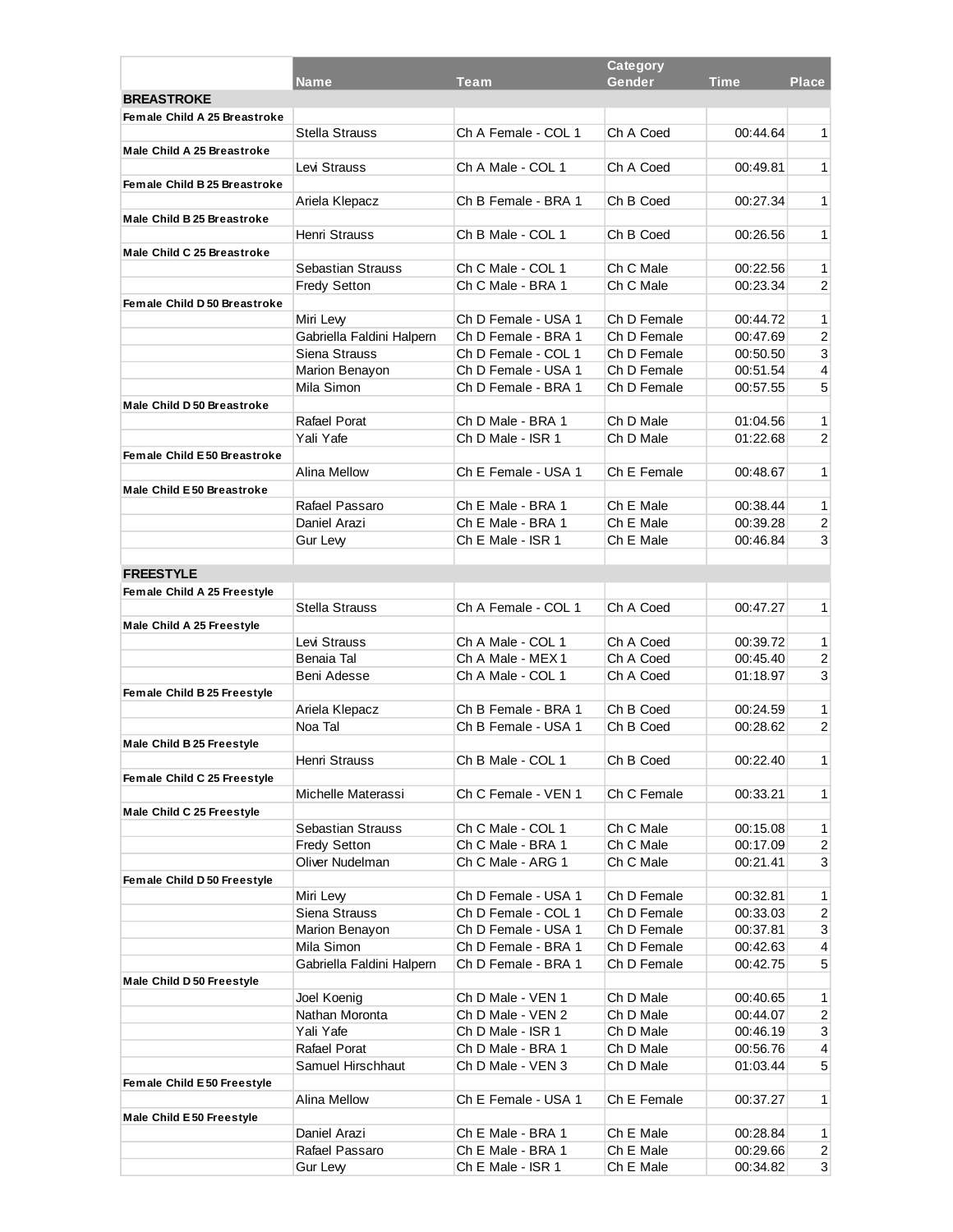| | Name | Team | Category Gender | Time | Place |
|---|---|---|---|---|---|
| **BREASTROKE** | | | | | |
| **Female Child A 25 Breastroke** | | | | | |
| | Stella Strauss | Ch A Female - COL 1 | Ch A Coed | 00:44.64 | 1 |
| **Male Child A 25 Breastroke** | | | | | |
| | Levi Strauss | Ch A Male - COL 1 | Ch A Coed | 00:49.81 | 1 |
| **Female Child B 25 Breastroke** | | | | | |
| | Ariela Klepacz | Ch B Female - BRA 1 | Ch B Coed | 00:27.34 | 1 |
| **Male Child B 25 Breastroke** | | | | | |
| | Henri Strauss | Ch B Male - COL 1 | Ch B Coed | 00:26.56 | 1 |
| **Male Child C 25 Breastroke** | | | | | |
| | Sebastian Strauss | Ch C Male - COL 1 | Ch C Male | 00:22.56 | 1 |
| | Fredy Setton | Ch C Male - BRA 1 | Ch C Male | 00:23.34 | 2 |
| **Female Child D 50 Breastroke** | | | | | |
| | Miri Lewy | Ch D Female - USA 1 | Ch D Female | 00:44.72 | 1 |
| | Gabriella Faldini Halpern | Ch D Female - BRA 1 | Ch D Female | 00:47.69 | 2 |
| | Siena Strauss | Ch D Female - COL 1 | Ch D Female | 00:50.50 | 3 |
| | Marion Benayon | Ch D Female - USA 1 | Ch D Female | 00:51.54 | 4 |
| | Mila Simon | Ch D Female - BRA 1 | Ch D Female | 00:57.55 | 5 |
| **Male Child D 50 Breastroke** | | | | | |
| | Rafael Porat | Ch D Male - BRA 1 | Ch D Male | 01:04.56 | 1 |
| | Yali Yafe | Ch D Male - ISR 1 | Ch D Male | 01:22.68 | 2 |
| **Female Child E 50 Breastroke** | | | | | |
| | Alina Mellow | Ch E Female - USA 1 | Ch E Female | 00:48.67 | 1 |
| **Male Child E 50 Breastroke** | | | | | |
| | Rafael Passaro | Ch E Male - BRA 1 | Ch E Male | 00:38.44 | 1 |
| | Daniel Arazi | Ch E Male - BRA 1 | Ch E Male | 00:39.28 | 2 |
| | Gur Lewy | Ch E Male - ISR 1 | Ch E Male | 00:46.84 | 3 |
| | | | | | |
| **FREESTYLE** | | | | | |
| **Female Child A 25 Freestyle** | | | | | |
| | Stella Strauss | Ch A Female - COL 1 | Ch A Coed | 00:47.27 | 1 |
| **Male Child A 25 Freestyle** | | | | | |
| | Levi Strauss | Ch A Male - COL 1 | Ch A Coed | 00:39.72 | 1 |
| | Benaia Tal | Ch A Male - MEX 1 | Ch A Coed | 00:45.40 | 2 |
| | Beni Adesse | Ch A Male - COL 1 | Ch A Coed | 01:18.97 | 3 |
| **Female Child B 25 Freestyle** | | | | | |
| | Ariela Klepacz | Ch B Female - BRA 1 | Ch B Coed | 00:24.59 | 1 |
| | Noa Tal | Ch B Female - USA 1 | Ch B Coed | 00:28.62 | 2 |
| **Male Child B 25 Freestyle** | | | | | |
| | Henri Strauss | Ch B Male - COL 1 | Ch B Coed | 00:22.40 | 1 |
| **Female Child C 25 Freestyle** | | | | | |
| | Michelle Materassi | Ch C Female - VEN 1 | Ch C Female | 00:33.21 | 1 |
| **Male Child C 25 Freestyle** | | | | | |
| | Sebastian Strauss | Ch C Male - COL 1 | Ch C Male | 00:15.08 | 1 |
| | Fredy Setton | Ch C Male - BRA 1 | Ch C Male | 00:17.09 | 2 |
| | Oliver Nudelman | Ch C Male - ARG 1 | Ch C Male | 00:21.41 | 3 |
| **Female Child D 50 Freestyle** | | | | | |
| | Miri Lewy | Ch D Female - USA 1 | Ch D Female | 00:32.81 | 1 |
| | Siena Strauss | Ch D Female - COL 1 | Ch D Female | 00:33.03 | 2 |
| | Marion Benayon | Ch D Female - USA 1 | Ch D Female | 00:37.81 | 3 |
| | Mila Simon | Ch D Female - BRA 1 | Ch D Female | 00:42.63 | 4 |
| | Gabriella Faldini Halpern | Ch D Female - BRA 1 | Ch D Female | 00:42.75 | 5 |
| **Male Child D 50 Freestyle** | | | | | |
| | Joel Koenig | Ch D Male - VEN 1 | Ch D Male | 00:40.65 | 1 |
| | Nathan Moronta | Ch D Male - VEN 2 | Ch D Male | 00:44.07 | 2 |
| | Yali Yafe | Ch D Male - ISR 1 | Ch D Male | 00:46.19 | 3 |
| | Rafael Porat | Ch D Male - BRA 1 | Ch D Male | 00:56.76 | 4 |
| | Samuel Hirschhaut | Ch D Male - VEN 3 | Ch D Male | 01:03.44 | 5 |
| **Female Child E 50 Freestyle** | | | | | |
| | Alina Mellow | Ch E Female - USA 1 | Ch E Female | 00:37.27 | 1 |
| **Male Child E 50 Freestyle** | | | | | |
| | Daniel Arazi | Ch E Male - BRA 1 | Ch E Male | 00:28.84 | 1 |
| | Rafael Passaro | Ch E Male - BRA 1 | Ch E Male | 00:29.66 | 2 |
| | Gur Lewy | Ch E Male - ISR 1 | Ch E Male | 00:34.82 | 3 |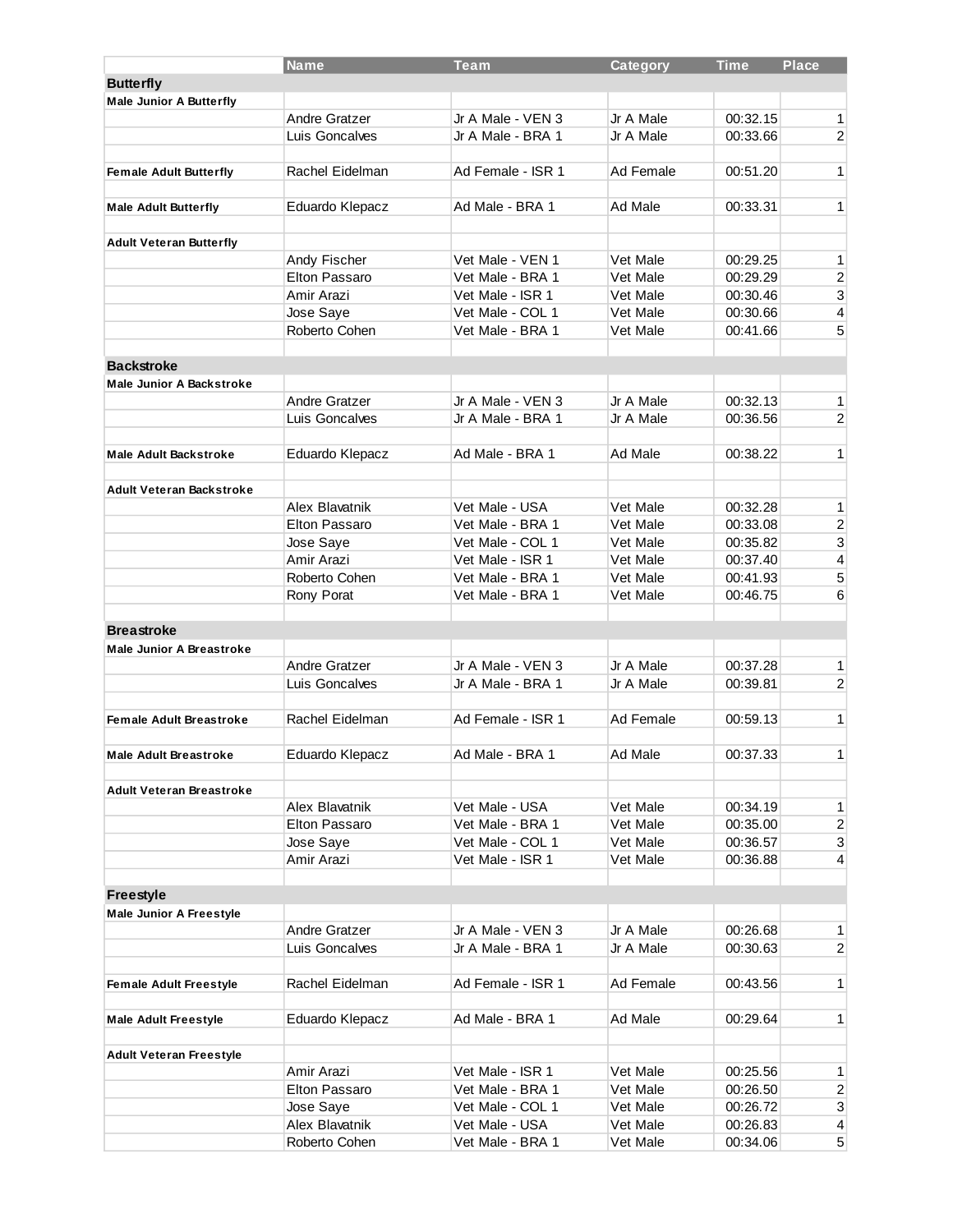| | Name | Team | Category | Time | Place |
|---|---|---|---|---|---|
| **Butterfly** | | | | | |
| **Male Junior A Butterfly** | | | | | |
| | Andre Gratzer | Jr A Male - VEN 3 | Jr A Male | 00:32.15 | 1 |
| | Luis Goncalves | Jr A Male - BRA 1 | Jr A Male | 00:33.66 | 2 |
| | | | | | |
| **Female Adult Butterfly** | Rachel Eidelman | Ad Female - ISR 1 | Ad Female | 00:51.20 | 1 |
| | | | | | |
| **Male Adult Butterfly** | Eduardo Klepacz | Ad Male - BRA 1 | Ad Male | 00:33.31 | 1 |
| | | | | | |
| **Adult Veteran Butterfly** | | | | | |
| | Andy Fischer | Vet Male - VEN 1 | Vet Male | 00:29.25 | 1 |
| | Elton Passaro | Vet Male - BRA 1 | Vet Male | 00:29.29 | 2 |
| | Amir Arazi | Vet Male - ISR 1 | Vet Male | 00:30.46 | 3 |
| | Jose Saye | Vet Male - COL 1 | Vet Male | 00:30.66 | 4 |
| | Roberto Cohen | Vet Male - BRA 1 | Vet Male | 00:41.66 | 5 |
| | | | | | |
| **Backstroke** | | | | | |
| **Male Junior A Backstroke** | | | | | |
| | Andre Gratzer | Jr A Male - VEN 3 | Jr A Male | 00:32.13 | 1 |
| | Luis Goncalves | Jr A Male - BRA 1 | Jr A Male | 00:36.56 | 2 |
| | | | | | |
| **Male Adult Backstroke** | Eduardo Klepacz | Ad Male - BRA 1 | Ad Male | 00:38.22 | 1 |
| | | | | | |
| **Adult Veteran Backstroke** | | | | | |
| | Alex Blavatnik | Vet Male - USA | Vet Male | 00:32.28 | 1 |
| | Elton Passaro | Vet Male - BRA 1 | Vet Male | 00:33.08 | 2 |
| | Jose Saye | Vet Male - COL 1 | Vet Male | 00:35.82 | 3 |
| | Amir Arazi | Vet Male - ISR 1 | Vet Male | 00:37.40 | 4 |
| | Roberto Cohen | Vet Male - BRA 1 | Vet Male | 00:41.93 | 5 |
| | Rony Porat | Vet Male - BRA 1 | Vet Male | 00:46.75 | 6 |
| | | | | | |
| **Breastroke** | | | | | |
| **Male Junior A Breastroke** | | | | | |
| | Andre Gratzer | Jr A Male - VEN 3 | Jr A Male | 00:37.28 | 1 |
| | Luis Goncalves | Jr A Male - BRA 1 | Jr A Male | 00:39.81 | 2 |
| | | | | | |
| **Female Adult Breastroke** | Rachel Eidelman | Ad Female - ISR 1 | Ad Female | 00:59.13 | 1 |
| | | | | | |
| **Male Adult Breastroke** | Eduardo Klepacz | Ad Male - BRA 1 | Ad Male | 00:37.33 | 1 |
| | | | | | |
| **Adult Veteran Breastroke** | | | | | |
| | Alex Blavatnik | Vet Male - USA | Vet Male | 00:34.19 | 1 |
| | Elton Passaro | Vet Male - BRA 1 | Vet Male | 00:35.00 | 2 |
| | Jose Saye | Vet Male - COL 1 | Vet Male | 00:36.57 | 3 |
| | Amir Arazi | Vet Male - ISR 1 | Vet Male | 00:36.88 | 4 |
| | | | | | |
| **Freestyle** | | | | | |
| **Male Junior A Freestyle** | | | | | |
| | Andre Gratzer | Jr A Male - VEN 3 | Jr A Male | 00:26.68 | 1 |
| | Luis Goncalves | Jr A Male - BRA 1 | Jr A Male | 00:30.63 | 2 |
| | | | | | |
| **Female Adult Freestyle** | Rachel Eidelman | Ad Female - ISR 1 | Ad Female | 00:43.56 | 1 |
| | | | | | |
| **Male Adult Freestyle** | Eduardo Klepacz | Ad Male - BRA 1 | Ad Male | 00:29.64 | 1 |
| | | | | | |
| **Adult Veteran Freestyle** | | | | | |
| | Amir Arazi | Vet Male - ISR 1 | Vet Male | 00:25.56 | 1 |
| | Elton Passaro | Vet Male - BRA 1 | Vet Male | 00:26.50 | 2 |
| | Jose Saye | Vet Male - COL 1 | Vet Male | 00:26.72 | 3 |
| | Alex Blavatnik | Vet Male - USA | Vet Male | 00:26.83 | 4 |
| | Roberto Cohen | Vet Male - BRA 1 | Vet Male | 00:34.06 | 5 |